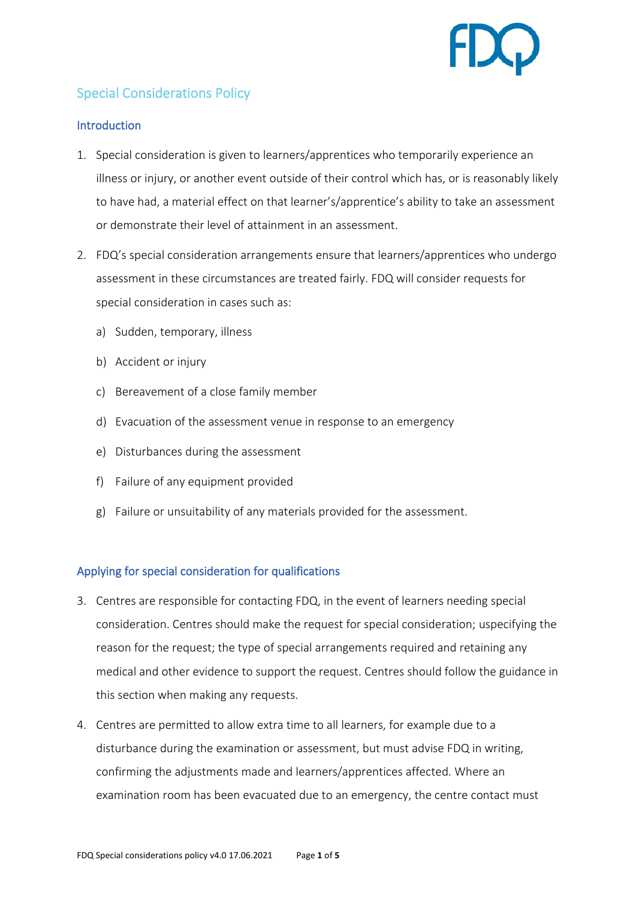# Special Considerations Policy

## Introduction

1. Special consideration is given to learners/apprentices who temporarily experience an illness or injury, or another event outside of their control which has, or is reasonably likely to have had, a material effect on that learner's/apprentice's ability to take an assessment or demonstrate their level of attainment in an assessment.

2. FDQ's special consideration arrangements ensure that learners/apprentices who undergo assessment in these circumstances are treated fairly. FDQ will consider requests for special consideration in cases such as:

   a) Sudden, temporary, illness

   b) Accident or injury

   c) Bereavement of a close family member

   d) Evacuation of the assessment venue in response to an emergency

   e) Disturbances during the assessment

   f) Failure of any equipment provided

   g) Failure or unsuitability of any materials provided for the assessment.

## Applying for special consideration for qualifications

3. Centres are responsible for contacting FDQ, in the event of learners needing special consideration. Centres should make the request for special consideration; uspecifying the reason for the request; the type of special arrangements required and retaining any medical and other evidence to support the request. Centres should follow the guidance in this section when making any requests.

4. Centres are permitted to allow extra time to all learners, for example due to a disturbance during the examination or assessment, but must advise FDQ in writing, confirming the adjustments made and learners/apprentices affected. Where an examination room has been evacuated due to an emergency, the centre contact must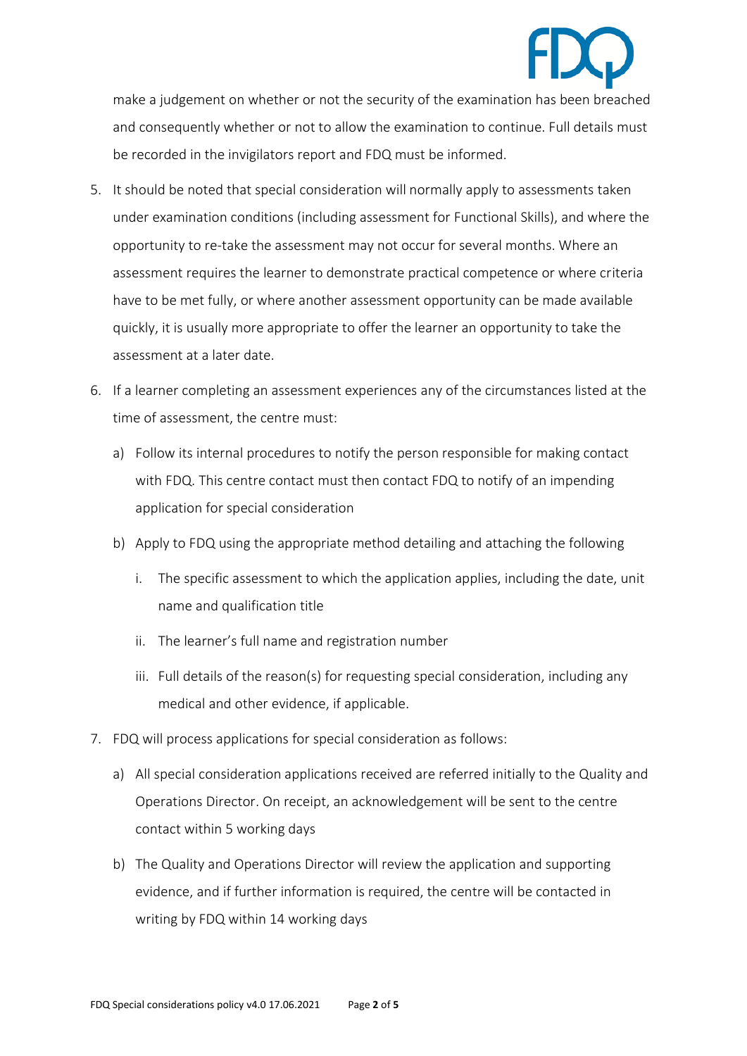make a judgement on whether or not the security of the examination has been breached and consequently whether or not to allow the examination to continue. Full details must be recorded in the invigilators report and FDQ must be informed.

5. It should be noted that special consideration will normally apply to assessments taken under examination conditions (including assessment for Functional Skills), and where the opportunity to re-take the assessment may not occur for several months. Where an assessment requires the learner to demonstrate practical competence or where criteria have to be met fully, or where another assessment opportunity can be made available quickly, it is usually more appropriate to offer the learner an opportunity to take the assessment at a later date.
6. If a learner completing an assessment experiences any of the circumstances listed at the time of assessment, the centre must:
   a) Follow its internal procedures to notify the person responsible for making contact with FDQ. This centre contact must then contact FDQ to notify of an impending application for special consideration
   b) Apply to FDQ using the appropriate method detailing and attaching the following
      i. The specific assessment to which the application applies, including the date, unit name and qualification title
      ii. The learner's full name and registration number
      iii. Full details of the reason(s) for requesting special consideration, including any medical and other evidence, if applicable.
7. FDQ will process applications for special consideration as follows:
   a) All special consideration applications received are referred initially to the Quality and Operations Director. On receipt, an acknowledgement will be sent to the centre contact within 5 working days
   b) The Quality and Operations Director will review the application and supporting evidence, and if further information is required, the centre will be contacted in writing by FDQ within 14 working days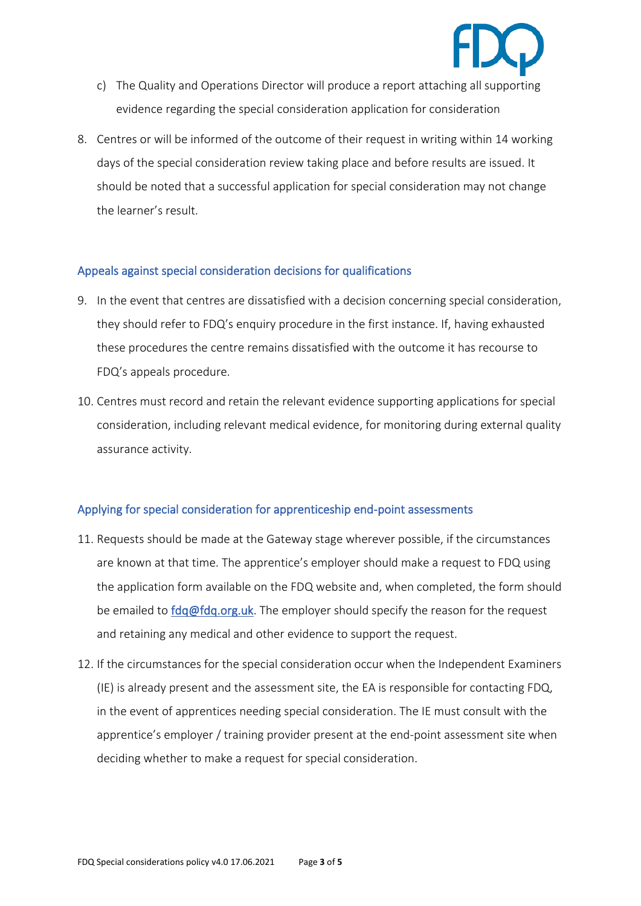c) The Quality and Operations Director will produce a report attaching all supporting evidence regarding the special consideration application for consideration

8. Centres or will be informed of the outcome of their request in writing within 14 working days of the special consideration review taking place and before results are issued. It should be noted that a successful application for special consideration may not change the learner's result.

## Appeals against special consideration decisions for qualifications

9. In the event that centres are dissatisfied with a decision concerning special consideration, they should refer to FDQ's enquiry procedure in the first instance. If, having exhausted these procedures the centre remains dissatisfied with the outcome it has recourse to FDQ's appeals procedure.

10. Centres must record and retain the relevant evidence supporting applications for special consideration, including relevant medical evidence, for monitoring during external quality assurance activity.

## Applying for special consideration for apprenticeship end-point assessments

11. Requests should be made at the Gateway stage wherever possible, if the circumstances are known at that time. The apprentice's employer should make a request to FDQ using the application form available on the FDQ website and, when completed, the form should be emailed to [fdq@fdq.org.uk](mailto:fdq@fdq.org.uk). The employer should specify the reason for the request and retaining any medical and other evidence to support the request.

12. If the circumstances for the special consideration occur when the Independent Examiners (IE) is already present and the assessment site, the EA is responsible for contacting FDQ, in the event of apprentices needing special consideration. The IE must consult with the apprentice's employer / training provider present at the end-point assessment site when deciding whether to make a request for special consideration.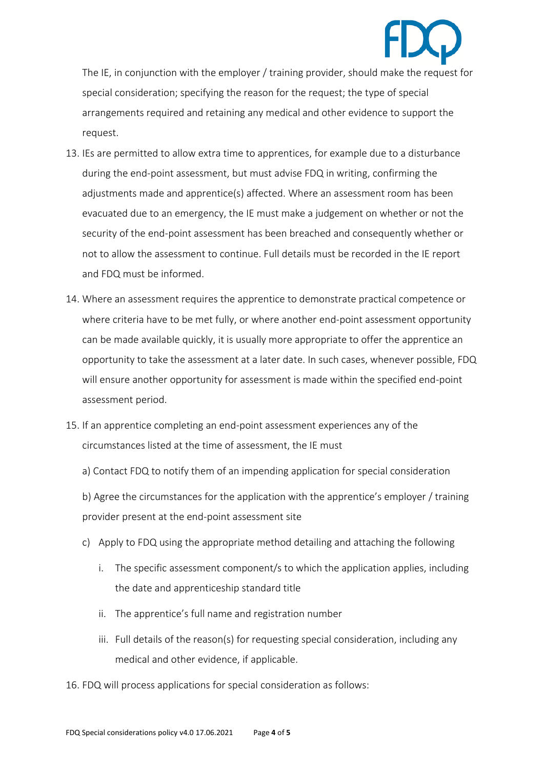The IE, in conjunction with the employer / training provider, should make the request for special consideration; specifying the reason for the request; the type of special arrangements required and retaining any medical and other evidence to support the request.

13. IEs are permitted to allow extra time to apprentices, for example due to a disturbance during the end-point assessment, but must advise FDQ in writing, confirming the adjustments made and apprentice(s) affected. Where an assessment room has been evacuated due to an emergency, the IE must make a judgement on whether or not the security of the end-point assessment has been breached and consequently whether or not to allow the assessment to continue. Full details must be recorded in the IE report and FDQ must be informed.

14. Where an assessment requires the apprentice to demonstrate practical competence or where criteria have to be met fully, or where another end-point assessment opportunity can be made available quickly, it is usually more appropriate to offer the apprentice an opportunity to take the assessment at a later date. In such cases, whenever possible, FDQ will ensure another opportunity for assessment is made within the specified end-point assessment period.

15. If an apprentice completing an end-point assessment experiences any of the circumstances listed at the time of assessment, the IE must

    a) Contact FDQ to notify them of an impending application for special consideration

    b) Agree the circumstances for the application with the apprentice's employer / training provider present at the end-point assessment site

    c) Apply to FDQ using the appropriate method detailing and attaching the following

       i. The specific assessment component/s to which the application applies, including the date and apprenticeship standard title

       ii. The apprentice's full name and registration number

       iii. Full details of the reason(s) for requesting special consideration, including any medical and other evidence, if applicable.

16. FDQ will process applications for special consideration as follows: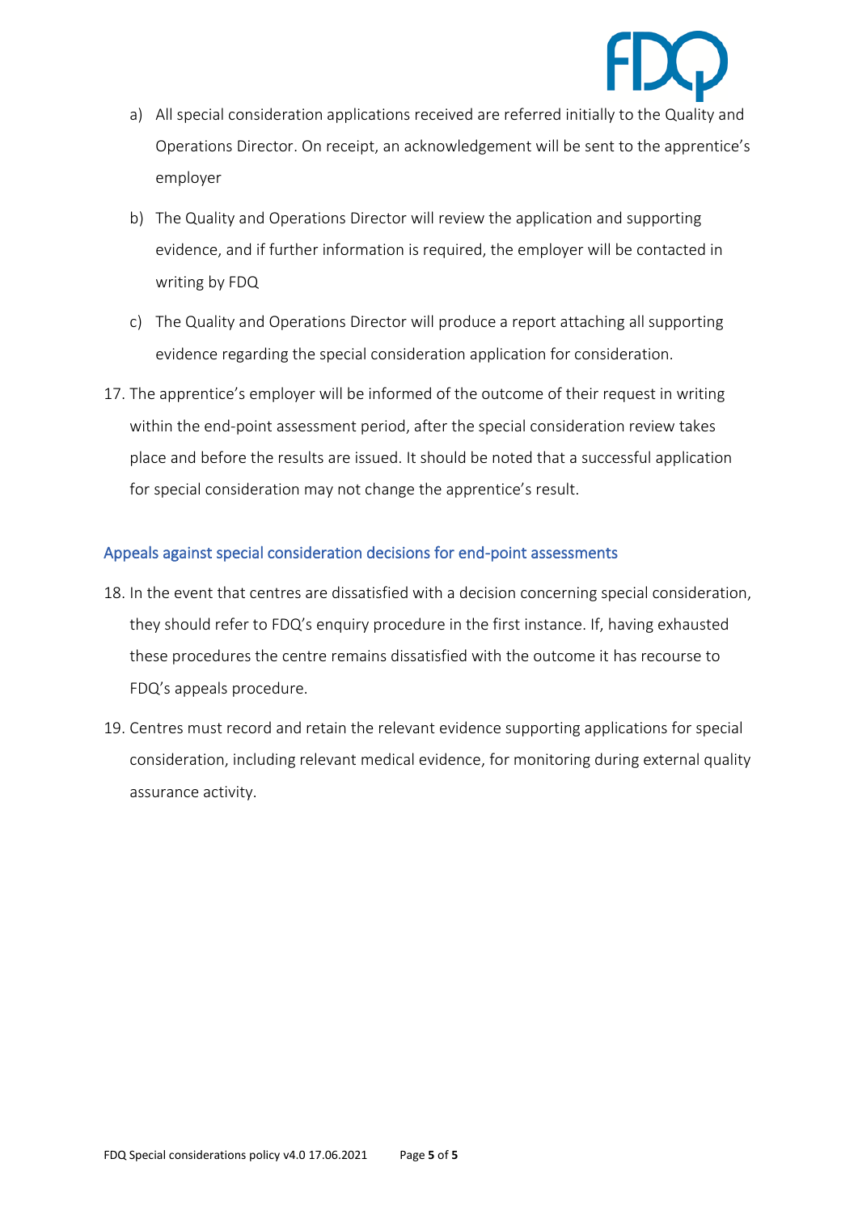a) All special consideration applications received are referred initially to the Quality and Operations Director. On receipt, an acknowledgement will be sent to the apprentice's employer

b) The Quality and Operations Director will review the application and supporting evidence, and if further information is required, the employer will be contacted in writing by FDQ

c) The Quality and Operations Director will produce a report attaching all supporting evidence regarding the special consideration application for consideration.

17. The apprentice's employer will be informed of the outcome of their request in writing within the end-point assessment period, after the special consideration review takes place and before the results are issued. It should be noted that a successful application for special consideration may not change the apprentice's result.

### Appeals against special consideration decisions for end-point assessments

18. In the event that centres are dissatisfied with a decision concerning special consideration, they should refer to FDQ's enquiry procedure in the first instance. If, having exhausted these procedures the centre remains dissatisfied with the outcome it has recourse to FDQ's appeals procedure.

19. Centres must record and retain the relevant evidence supporting applications for special consideration, including relevant medical evidence, for monitoring during external quality assurance activity.